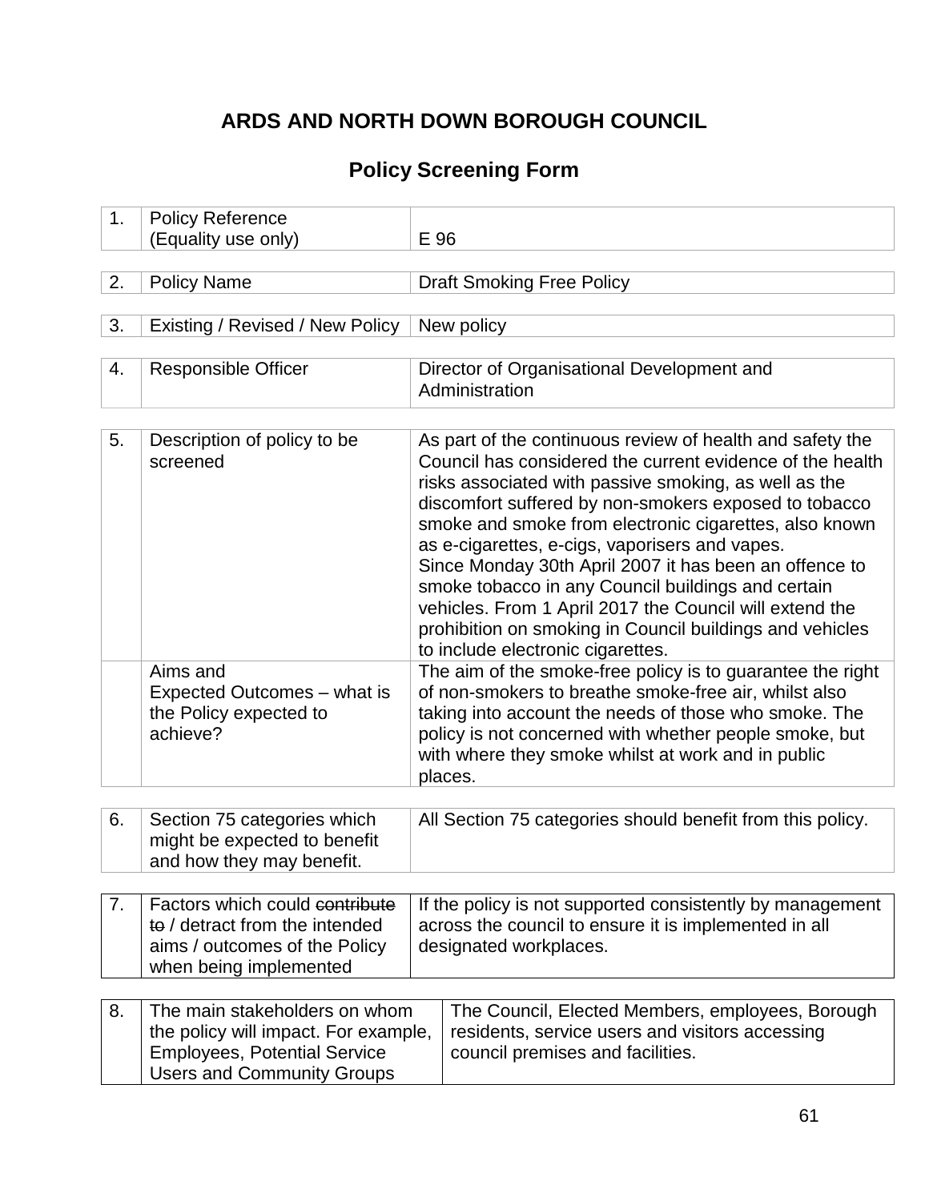# ARDS AND NORTH DOWN BOROUGH COUNCIL

## Policy Screening Form

| | | |
|---|---|---|
| 1. | Policy Reference (Equality use only) | E 96 |
| 2. | Policy Name | Draft Smoking Free Policy |
| 3. | Existing / Revised / New Policy | New policy |
| 4. | Responsible Officer | Director of Organisational Development and Administration |
| 5. | Description of policy to be screened | As part of the continuous review of health and safety the Council has considered the current evidence of the health risks associated with passive smoking, as well as the discomfort suffered by non-smokers exposed to tobacco smoke and smoke from electronic cigarettes, also known as e-cigarettes, e-cigs, vaporisers and vapes. Since Monday 30th April 2007 it has been an offence to smoke tobacco in any Council buildings and certain vehicles. From 1 April 2017 the Council will extend the prohibition on smoking in Council buildings and vehicles to include electronic cigarettes. |
| | Aims and Expected Outcomes – what is the Policy expected to achieve? | The aim of the smoke-free policy is to guarantee the right of non-smokers to breathe smoke-free air, whilst also taking into account the needs of those who smoke. The policy is not concerned with whether people smoke, but with where they smoke whilst at work and in public places. |
| 6. | Section 75 categories which might be expected to benefit and how they may benefit. | All Section 75 categories should benefit from this policy. |
| 7. | Factors which could ~~contribute to~~ / detract from the intended aims / outcomes of the Policy when being implemented | If the policy is not supported consistently by management across the council to ensure it is implemented in all designated workplaces. |
| 8. | The main stakeholders on whom the policy will impact. For example, Employees, Potential Service Users and Community Groups | The Council, Elected Members, employees, Borough residents, service users and visitors accessing council premises and facilities. |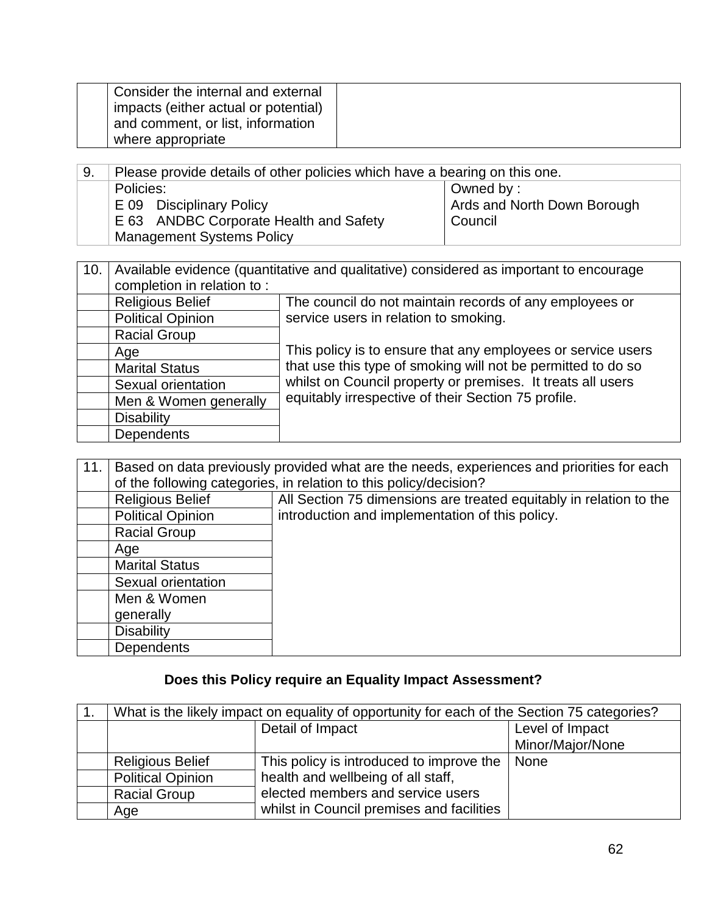| | Consider the internal and external impacts (either actual or potential) and comment, or list, information where appropriate | |
|---|---|---|

| 9. | Please provide details of other policies which have a bearing on this one. | |
|---|---|---|
| | Policies:<br>E 09 Disciplinary Policy<br>E 63 ANDBC Corporate Health and Safety Management Systems Policy | Owned by :<br>Ards and North Down Borough Council |

| 10. | Available evidence (quantitative and qualitative) considered as important to encourage completion in relation to : | |
|---|---|---|
| | Religious Belief | The council do not maintain records of any employees or service users in relation to smoking.<br><br>This policy is to ensure that any employees or service users that use this type of smoking will not be permitted to do so whilst on Council property or premises. It treats all users equitably irrespective of their Section 75 profile. |
| | Political Opinion | |
| | Racial Group | |
| | Age | |
| | Marital Status | |
| | Sexual orientation | |
| | Men & Women generally | |
| | Disability | |
| | Dependents | |

| 11. | Based on data previously provided what are the needs, experiences and priorities for each of the following categories, in relation to this policy/decision? | |
|---|---|---|
| | Religious Belief | All Section 75 dimensions are treated equitably in relation to the introduction and implementation of this policy. |
| | Political Opinion | |
| | Racial Group | |
| | Age | |
| | Marital Status | |
| | Sexual orientation | |
| | Men & Women generally | |
| | Disability | |
| | Dependents | |

## Does this Policy require an Equality Impact Assessment?

| 1. | What is the likely impact on equality of opportunity for each of the Section 75 categories? | | |
|---|---|---|---|
| | | Detail of Impact | Level of Impact Minor/Major/None |
| | Religious Belief | This policy is introduced to improve the health and wellbeing of all staff, elected members and service users whilst in Council premises and facilities | None |
| | Political Opinion | | |
| | Racial Group | | |
| | Age | | |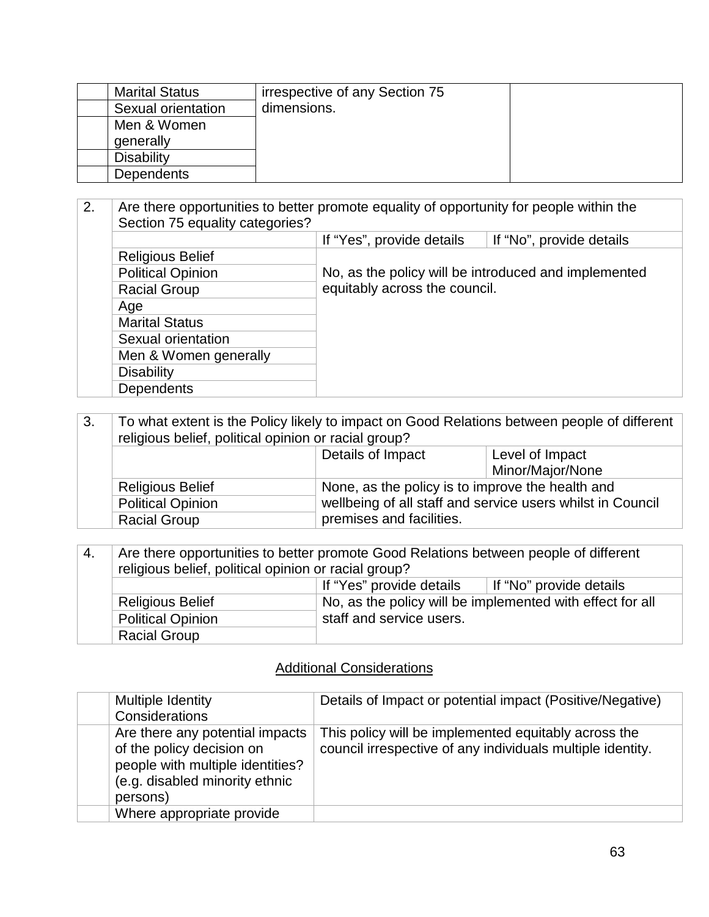| | | | |
|---|---|---|---|
| | Marital Status | irrespective of any Section 75 dimensions. | |
| | Sexual orientation | | |
| | Men & Women generally | | |
| | Disability | | |
| | Dependents | | |

| | | | |
|---|---|---|---|
| 2. | Are there opportunities to better promote equality of opportunity for people within the Section 75 equality categories? | | |
| | | If "Yes", provide details | If "No", provide details |
| | Religious Belief | No, as the policy will be introduced and implemented equitably across the council. | |
| | Political Opinion | | |
| | Racial Group | | |
| | Age | | |
| | Marital Status | | |
| | Sexual orientation | | |
| | Men & Women generally | | |
| | Disability | | |
| | Dependents | | |

| | | | |
|---|---|---|---|
| 3. | To what extent is the Policy likely to impact on Good Relations between people of different religious belief, political opinion or racial group? | | |
| | | Details of Impact | Level of Impact Minor/Major/None |
| | Religious Belief | None, as the policy is to improve the health and wellbeing of all staff and service users whilst in Council premises and facilities. | |
| | Political Opinion | | |
| | Racial Group | | |

| | | | |
|---|---|---|---|
| 4. | Are there opportunities to better promote Good Relations between people of different religious belief, political opinion or racial group? | | |
| | | If "Yes" provide details | If "No" provide details |
| | Religious Belief | No, as the policy will be implemented with effect for all staff and service users. | |
| | Political Opinion | | |
| | Racial Group | | |

## Additional Considerations

| | | |
|---|---|---|
| | Multiple Identity Considerations | Details of Impact or potential impact (Positive/Negative) |
| | Are there any potential impacts of the policy decision on people with multiple identities? (e.g. disabled minority ethnic persons) | This policy will be implemented equitably across the council irrespective of any individuals multiple identity. |
| | Where appropriate provide | |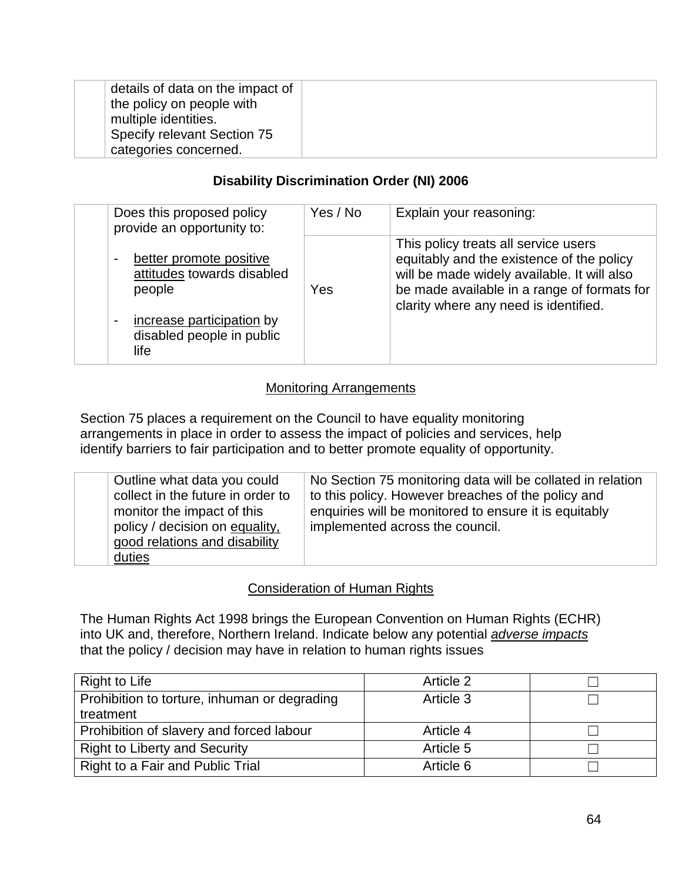| | | |
|---|---|---|
| | details of data on the impact of the policy on people with multiple identities. Specify relevant Section 75 categories concerned. | |

**Disability Discrimination Order (NI) 2006**

| | Does this proposed policy provide an opportunity to: | Yes / No | Explain your reasoning: |
|---|---|---|---|
| | - better promote positive attitudes towards disabled people<br>- increase participation by disabled people in public life | Yes | This policy treats all service users equitably and the existence of the policy will be made widely available. It will also be made available in a range of formats for clarity where any need is identified. |

Monitoring Arrangements

Section 75 places a requirement on the Council to have equality monitoring arrangements in place in order to assess the impact of policies and services, help identify barriers to fair participation and to better promote equality of opportunity.

| | | |
|---|---|---|
| | Outline what data you could collect in the future in order to monitor the impact of this policy / decision on equality, good relations and disability duties | No Section 75 monitoring data will be collated in relation to this policy. However breaches of the policy and enquiries will be monitored to ensure it is equitably implemented across the council. |

Consideration of Human Rights

The Human Rights Act 1998 brings the European Convention on Human Rights (ECHR) into UK and, therefore, Northern Ireland. Indicate below any potential *adverse impacts* that the policy / decision may have in relation to human rights issues

| | | |
|---|---|---|
| Right to Life | Article 2 | ☐ |
| Prohibition to torture, inhuman or degrading treatment | Article 3 | ☐ |
| Prohibition of slavery and forced labour | Article 4 | ☐ |
| Right to Liberty and Security | Article 5 | ☐ |
| Right to a Fair and Public Trial | Article 6 | ☐ |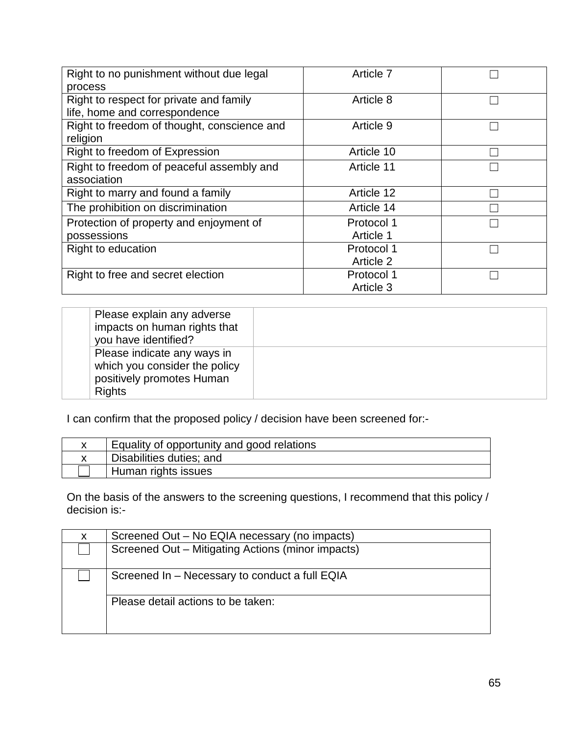| | | |
|---|---|---|
| Right to no punishment without due legal process | Article 7 | ☐ |
| Right to respect for private and family life, home and correspondence | Article 8 | ☐ |
| Right to freedom of thought, conscience and religion | Article 9 | ☐ |
| Right to freedom of Expression | Article 10 | ☐ |
| Right to freedom of peaceful assembly and association | Article 11 | ☐ |
| Right to marry and found a family | Article 12 | ☐ |
| The prohibition on discrimination | Article 14 | ☐ |
| Protection of property and enjoyment of possessions | Protocol 1 Article 1 | ☐ |
| Right to education | Protocol 1 Article 2 | ☐ |
| Right to free and secret election | Protocol 1 Article 3 | ☐ |

| | | |
|---|---|---|
| | Please explain any adverse impacts on human rights that you have identified? | |
| | Please indicate any ways in which you consider the policy positively promotes Human Rights | |

I can confirm that the proposed policy / decision have been screened for:-

| | |
|---|---|
| x | Equality of opportunity and good relations |
| x | Disabilities duties; and |
| ☐ | Human rights issues |

On the basis of the answers to the screening questions, I recommend that this policy / decision is:-

| | |
|---|---|
| x | Screened Out – No EQIA necessary (no impacts) |
| ☐ | Screened Out – Mitigating Actions (minor impacts) |
| ☐ | Screened In – Necessary to conduct a full EQIA |
| | Please detail actions to be taken: |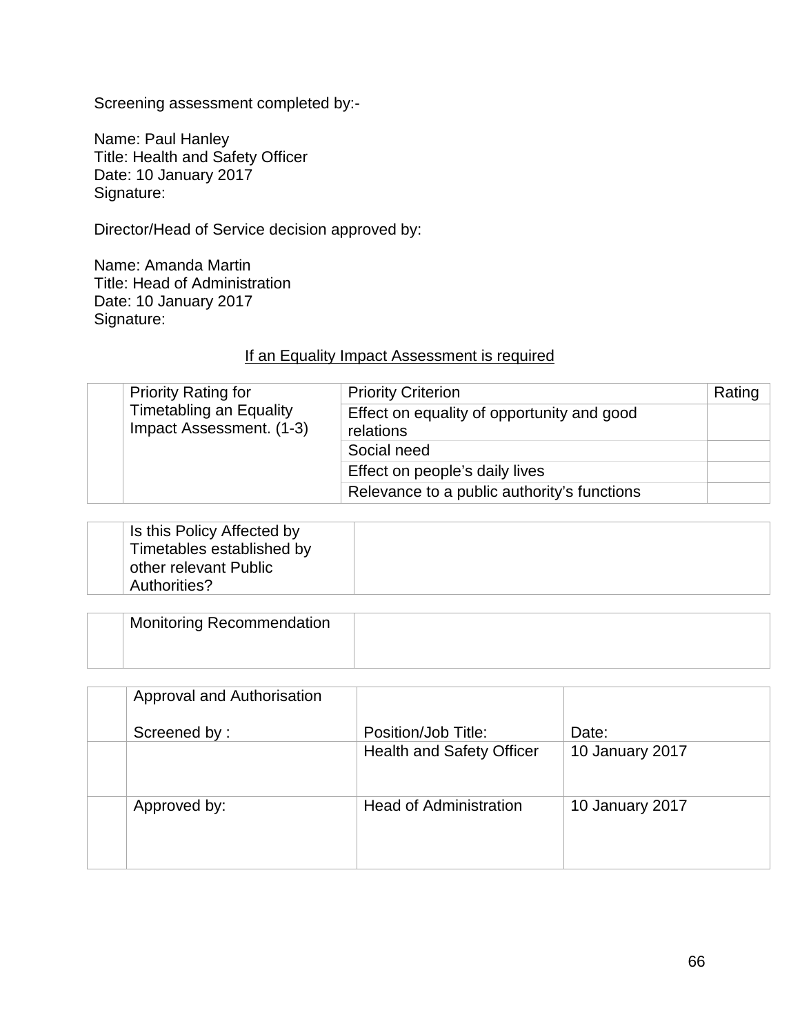Screening assessment completed by:-

Name: Paul Hanley
Title: Health and Safety Officer
Date: 10 January 2017
Signature:

Director/Head of Service decision approved by:

Name: Amanda Martin
Title: Head of Administration
Date: 10 January 2017
Signature:

<u>If an Equality Impact Assessment is required</u>

| | | | |
|---|---|---|---|
| | Priority Rating for Timetabling an Equality Impact Assessment. (1-3) | Priority Criterion | Rating |
| | | Effect on equality of opportunity and good relations | |
| | | Social need | |
| | | Effect on people's daily lives | |
| | | Relevance to a public authority's functions | |

| | | |
|---|---|---|
| | Is this Policy Affected by Timetables established by other relevant Public Authorities? | |

| | | |
|---|---|---|
| | Monitoring Recommendation | |

| | | | |
|---|---|---|---|
| | Approval and Authorisation<br><br>Screened by : | Position/Job Title: | Date: |
| | | Health and Safety Officer | 10 January 2017 |
| | Approved by: | Head of Administration | 10 January 2017 |